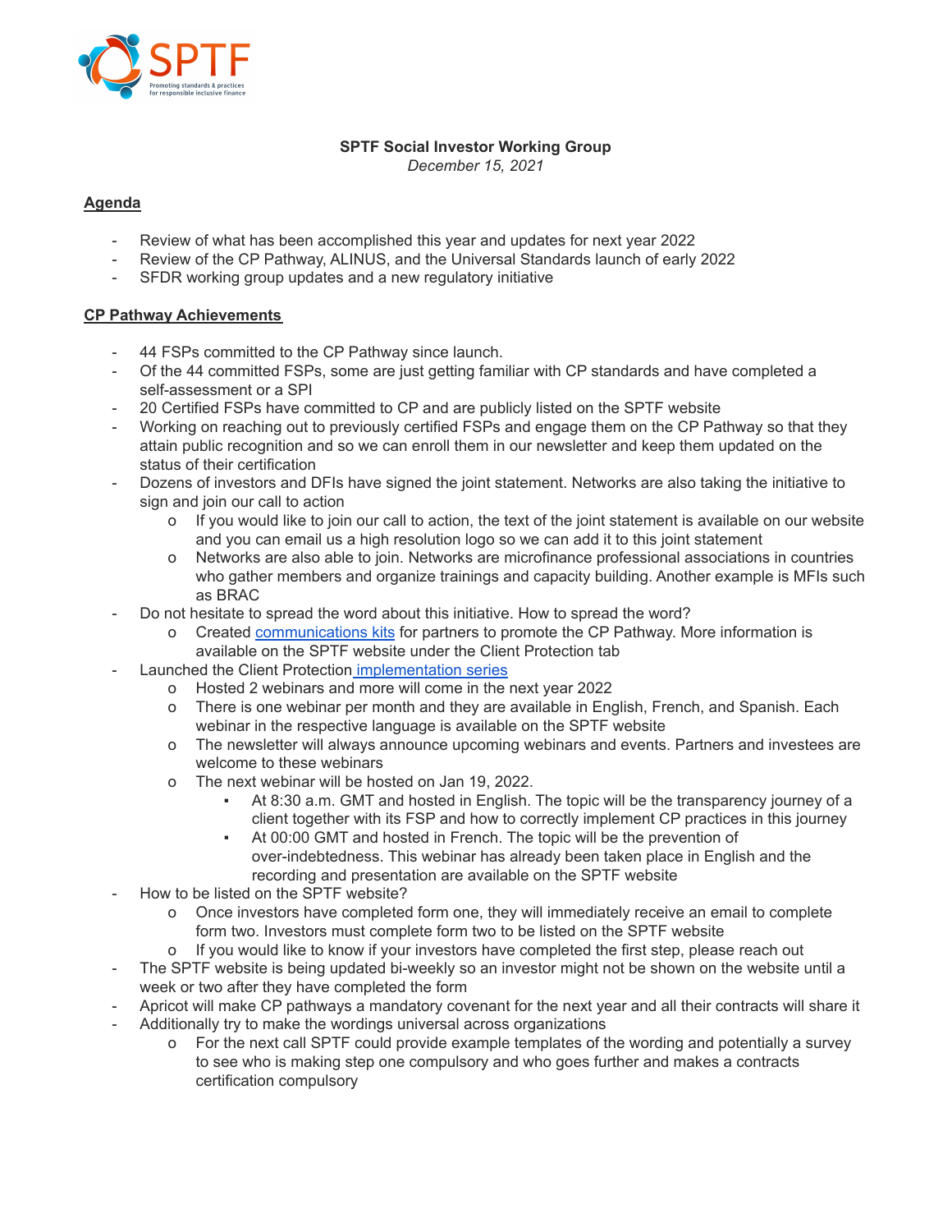**SPTF Social Investor Working Group**

*December 15, 2021*

**Agenda**

- Review of what has been accomplished this year and updates for next year 2022
- Review of the CP Pathway, ALINUS, and the Universal Standards launch of early 2022
- SFDR working group updates and a new regulatory initiative

**CP Pathway Achievements**

- 44 FSPs committed to the CP Pathway since launch.
- Of the 44 committed FSPs, some are just getting familiar with CP standards and have completed a self-assessment or a SPI
- 20 Certified FSPs have committed to CP and are publicly listed on the SPTF website
- Working on reaching out to previously certified FSPs and engage them on the CP Pathway so that they attain public recognition and so we can enroll them in our newsletter and keep them updated on the status of their certification
- Dozens of investors and DFIs have signed the joint statement. Networks are also taking the initiative to sign and join our call to action
  - If you would like to join our call to action, the text of the joint statement is available on our website and you can email us a high resolution logo so we can add it to this joint statement
  - Networks are also able to join. Networks are microfinance professional associations in countries who gather members and organize trainings and capacity building. Another example is MFIs such as BRAC
- Do not hesitate to spread the word about this initiative. How to spread the word?
  - Created communications kits for partners to promote the CP Pathway. More information is available on the SPTF website under the Client Protection tab
- Launched the Client Protection implementation series
  - Hosted 2 webinars and more will come in the next year 2022
  - There is one webinar per month and they are available in English, French, and Spanish. Each webinar in the respective language is available on the SPTF website
  - The newsletter will always announce upcoming webinars and events. Partners and investees are welcome to these webinars
  - The next webinar will be hosted on Jan 19, 2022.
    - At 8:30 a.m. GMT and hosted in English. The topic will be the transparency journey of a client together with its FSP and how to correctly implement CP practices in this journey
    - At 00:00 GMT and hosted in French. The topic will be the prevention of over-indebtedness. This webinar has already been taken place in English and the recording and presentation are available on the SPTF website
- How to be listed on the SPTF website?
  - Once investors have completed form one, they will immediately receive an email to complete form two. Investors must complete form two to be listed on the SPTF website
  - If you would like to know if your investors have completed the first step, please reach out
- The SPTF website is being updated bi-weekly so an investor might not be shown on the website until a week or two after they have completed the form
- Apricot will make CP pathways a mandatory covenant for the next year and all their contracts will share it
- Additionally try to make the wordings universal across organizations
  - For the next call SPTF could provide example templates of the wording and potentially a survey to see who is making step one compulsory and who goes further and makes a contracts certification compulsory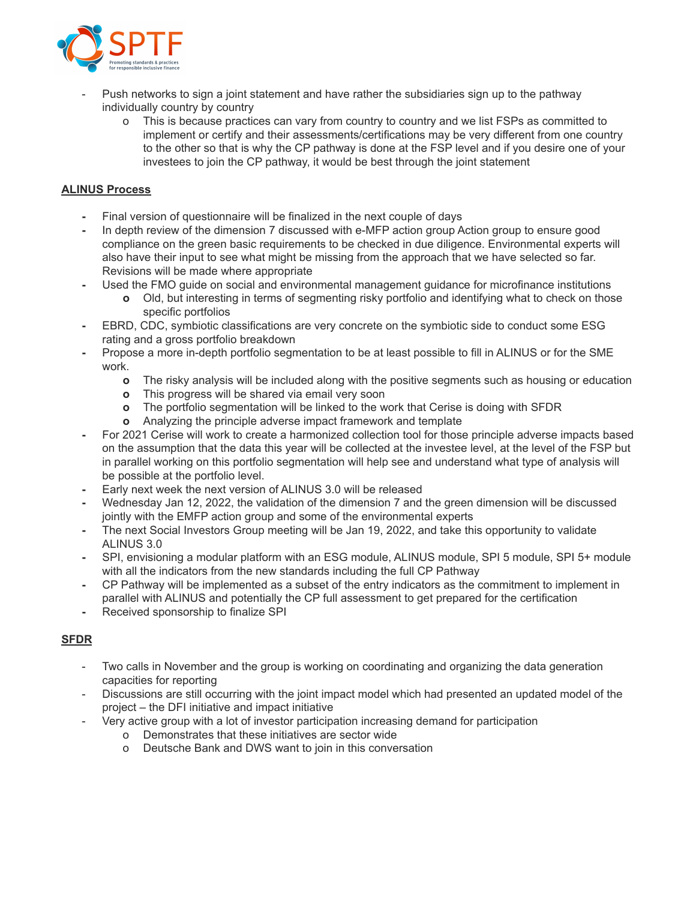- Push networks to sign a joint statement and have rather the subsidiaries sign up to the pathway individually country by country
  - This is because practices can vary from country to country and we list FSPs as committed to implement or certify and their assessments/certifications may be very different from one country to the other so that is why the CP pathway is done at the FSP level and if you desire one of your investees to join the CP pathway, it would be best through the joint statement

**ALINUS Process**

- Final version of questionnaire will be finalized in the next couple of days
- In depth review of the dimension 7 discussed with e-MFP action group Action group to ensure good compliance on the green basic requirements to be checked in due diligence. Environmental experts will also have their input to see what might be missing from the approach that we have selected so far. Revisions will be made where appropriate
- Used the FMO guide on social and environmental management guidance for microfinance institutions
  - Old, but interesting in terms of segmenting risky portfolio and identifying what to check on those specific portfolios
- EBRD, CDC, symbiotic classifications are very concrete on the symbiotic side to conduct some ESG rating and a gross portfolio breakdown
- Propose a more in-depth portfolio segmentation to be at least possible to fill in ALINUS or for the SME work.
  - The risky analysis will be included along with the positive segments such as housing or education
  - This progress will be shared via email very soon
  - The portfolio segmentation will be linked to the work that Cerise is doing with SFDR
  - Analyzing the principle adverse impact framework and template
- For 2021 Cerise will work to create a harmonized collection tool for those principle adverse impacts based on the assumption that the data this year will be collected at the investee level, at the level of the FSP but in parallel working on this portfolio segmentation will help see and understand what type of analysis will be possible at the portfolio level.
- Early next week the next version of ALINUS 3.0 will be released
- Wednesday Jan 12, 2022, the validation of the dimension 7 and the green dimension will be discussed jointly with the EMFP action group and some of the environmental experts
- The next Social Investors Group meeting will be Jan 19, 2022, and take this opportunity to validate ALINUS 3.0
- SPI, envisioning a modular platform with an ESG module, ALINUS module, SPI 5 module, SPI 5+ module with all the indicators from the new standards including the full CP Pathway
- CP Pathway will be implemented as a subset of the entry indicators as the commitment to implement in parallel with ALINUS and potentially the CP full assessment to get prepared for the certification
- Received sponsorship to finalize SPI

**SFDR**

- Two calls in November and the group is working on coordinating and organizing the data generation capacities for reporting
- Discussions are still occurring with the joint impact model which had presented an updated model of the project – the DFI initiative and impact initiative
- Very active group with a lot of investor participation increasing demand for participation
  - Demonstrates that these initiatives are sector wide
  - Deutsche Bank and DWS want to join in this conversation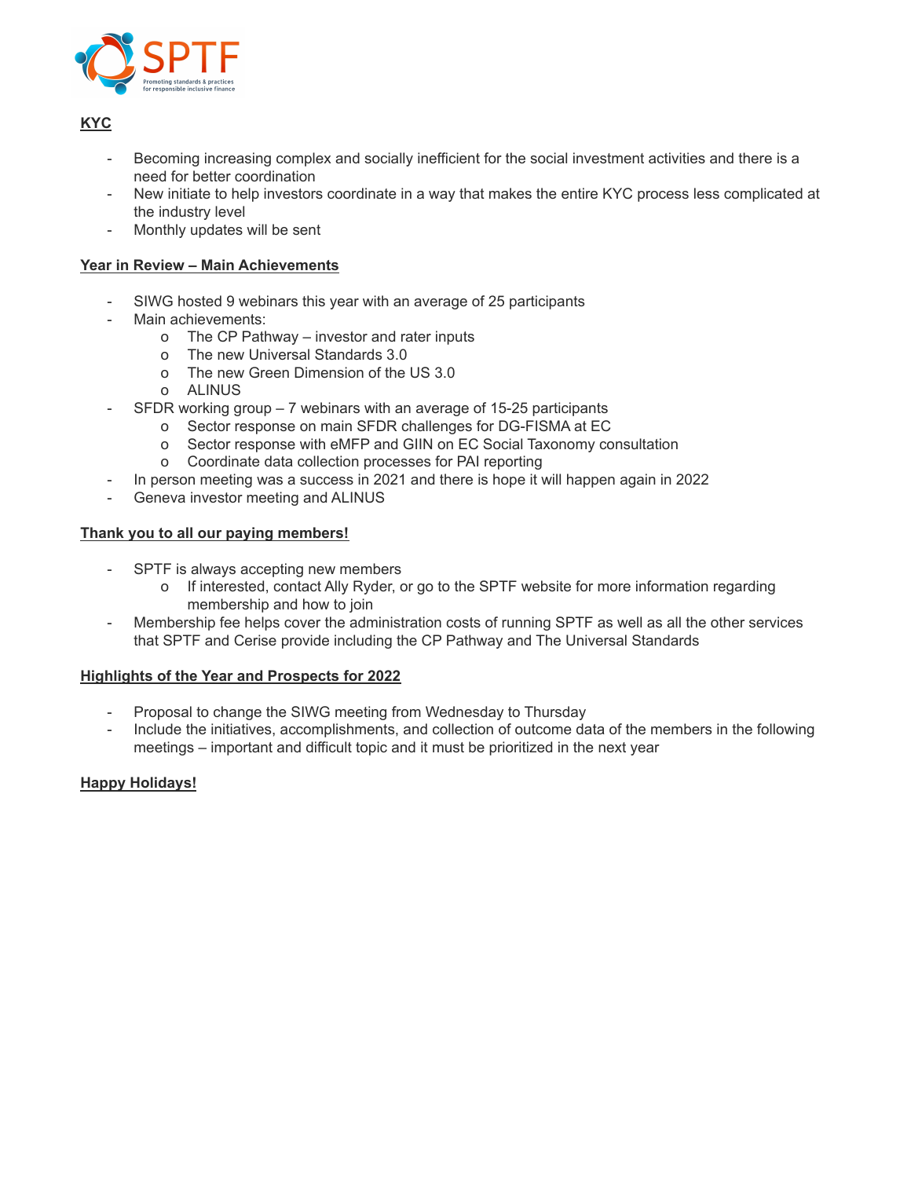**KYC**

- Becoming increasing complex and socially inefficient for the social investment activities and there is a need for better coordination
- New initiate to help investors coordinate in a way that makes the entire KYC process less complicated at the industry level
- Monthly updates will be sent

**Year in Review – Main Achievements**

- SIWG hosted 9 webinars this year with an average of 25 participants
- Main achievements:
  - The CP Pathway – investor and rater inputs
  - The new Universal Standards 3.0
  - The new Green Dimension of the US 3.0
  - ALINUS
- SFDR working group – 7 webinars with an average of 15-25 participants
  - Sector response on main SFDR challenges for DG-FISMA at EC
  - Sector response with eMFP and GIIN on EC Social Taxonomy consultation
  - Coordinate data collection processes for PAI reporting
- In person meeting was a success in 2021 and there is hope it will happen again in 2022
- Geneva investor meeting and ALINUS

**Thank you to all our paying members!**

- SPTF is always accepting new members
  - If interested, contact Ally Ryder, or go to the SPTF website for more information regarding membership and how to join
- Membership fee helps cover the administration costs of running SPTF as well as all the other services that SPTF and Cerise provide including the CP Pathway and The Universal Standards

**Highlights of the Year and Prospects for 2022**

- Proposal to change the SIWG meeting from Wednesday to Thursday
- Include the initiatives, accomplishments, and collection of outcome data of the members in the following meetings – important and difficult topic and it must be prioritized in the next year

**Happy Holidays!**